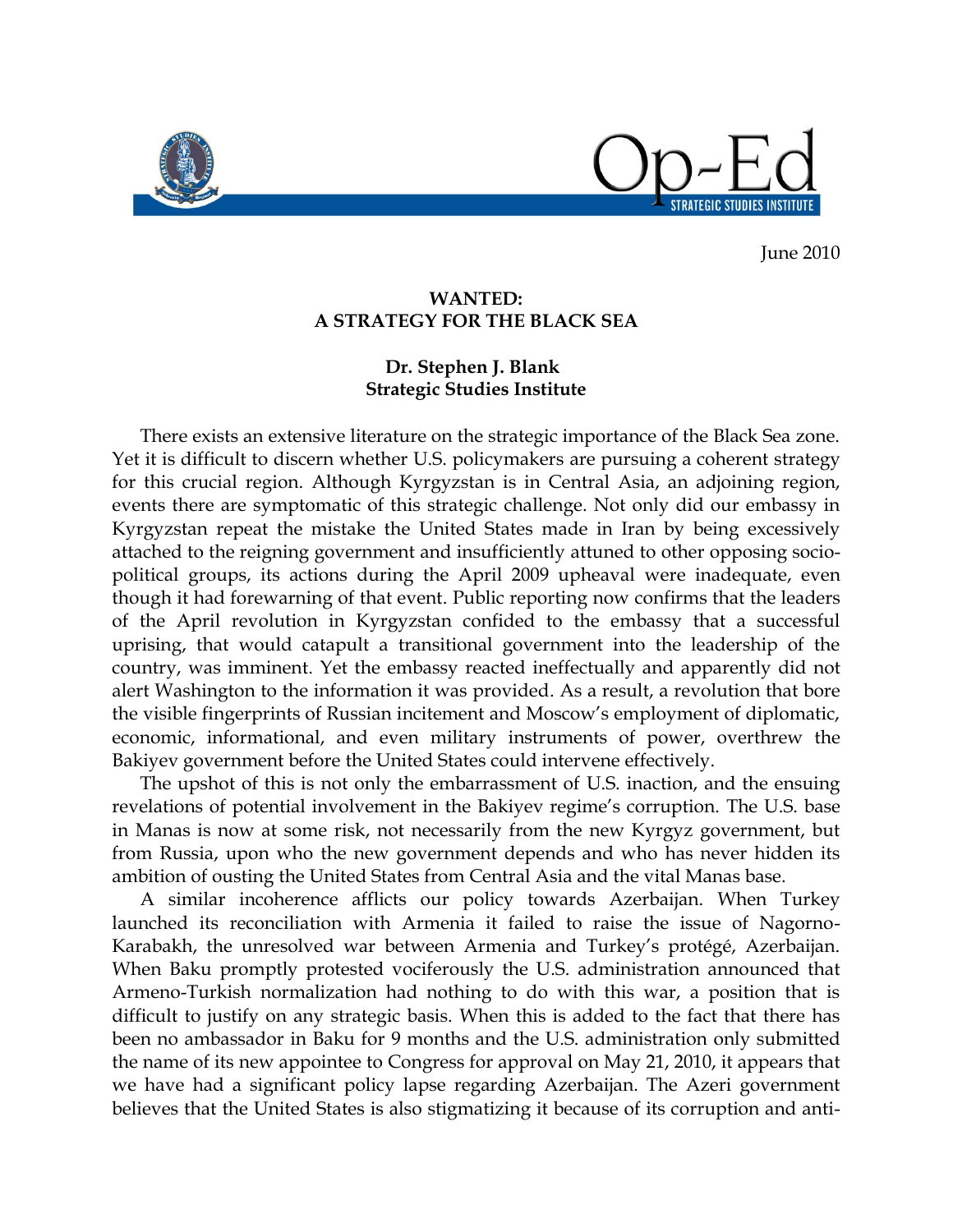June 2010

**WANTED:**
**A STRATEGY FOR THE BLACK SEA**

**Dr. Stephen J. Blank**
**Strategic Studies Institute**

There exists an extensive literature on the strategic importance of the Black Sea zone. Yet it is difficult to discern whether U.S. policymakers are pursuing a coherent strategy for this crucial region. Although Kyrgyzstan is in Central Asia, an adjoining region, events there are symptomatic of this strategic challenge. Not only did our embassy in Kyrgyzstan repeat the mistake the United States made in Iran by being excessively attached to the reigning government and insufficiently attuned to other opposing socio-political groups, its actions during the April 2009 upheaval were inadequate, even though it had forewarning of that event. Public reporting now confirms that the leaders of the April revolution in Kyrgyzstan confided to the embassy that a successful uprising, that would catapult a transitional government into the leadership of the country, was imminent. Yet the embassy reacted ineffectually and apparently did not alert Washington to the information it was provided. As a result, a revolution that bore the visible fingerprints of Russian incitement and Moscow's employment of diplomatic, economic, informational, and even military instruments of power, overthrew the Bakiyev government before the United States could intervene effectively.

The upshot of this is not only the embarrassment of U.S. inaction, and the ensuing revelations of potential involvement in the Bakiyev regime's corruption. The U.S. base in Manas is now at some risk, not necessarily from the new Kyrgyz government, but from Russia, upon who the new government depends and who has never hidden its ambition of ousting the United States from Central Asia and the vital Manas base.

A similar incoherence afflicts our policy towards Azerbaijan. When Turkey launched its reconciliation with Armenia it failed to raise the issue of Nagorno-Karabakh, the unresolved war between Armenia and Turkey's protégé, Azerbaijan. When Baku promptly protested vociferously the U.S. administration announced that Armeno-Turkish normalization had nothing to do with this war, a position that is difficult to justify on any strategic basis. When this is added to the fact that there has been no ambassador in Baku for 9 months and the U.S. administration only submitted the name of its new appointee to Congress for approval on May 21, 2010, it appears that we have had a significant policy lapse regarding Azerbaijan. The Azeri government believes that the United States is also stigmatizing it because of its corruption and anti-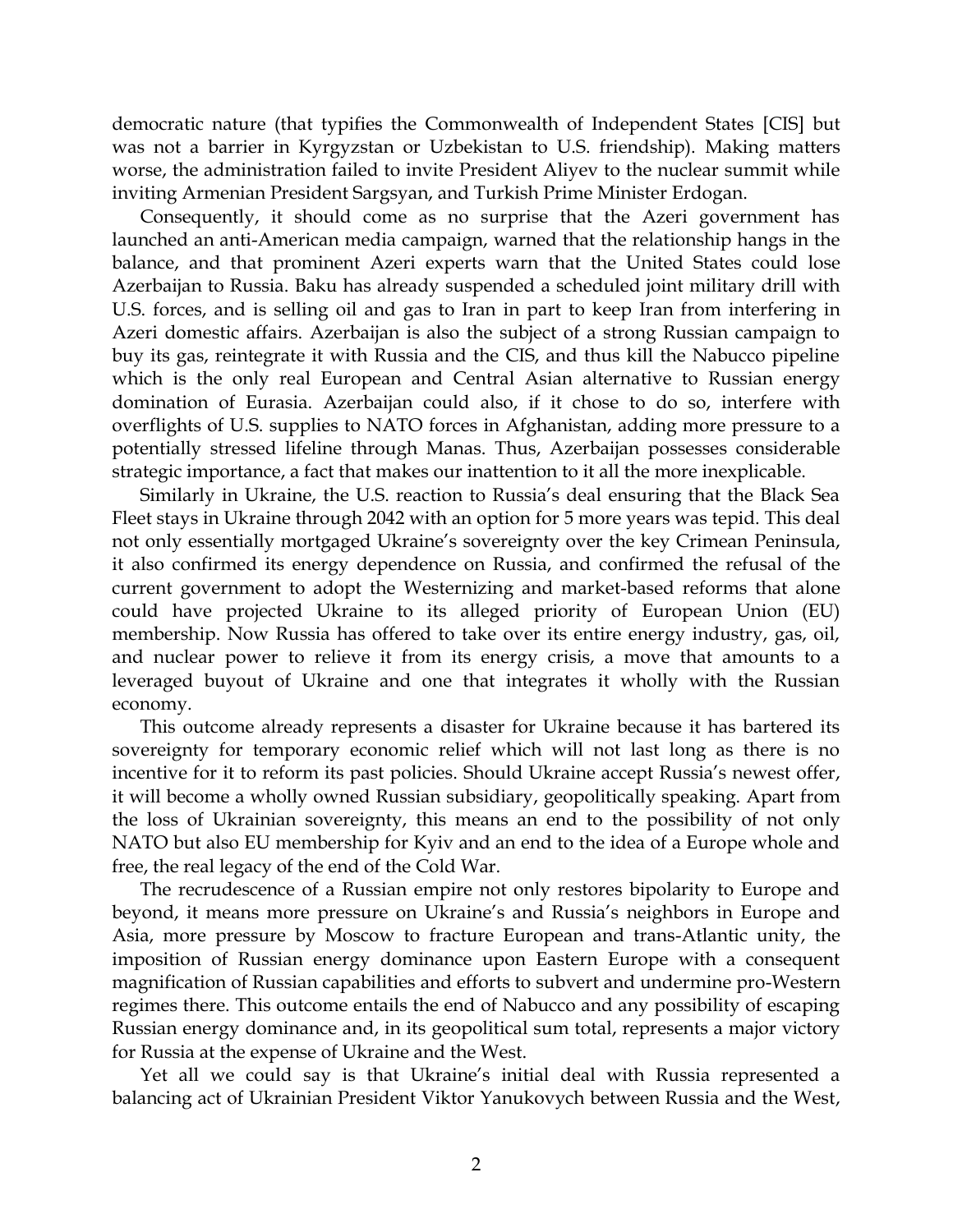democratic nature (that typifies the Commonwealth of Independent States [CIS] but was not a barrier in Kyrgyzstan or Uzbekistan to U.S. friendship). Making matters worse, the administration failed to invite President Aliyev to the nuclear summit while inviting Armenian President Sargsyan, and Turkish Prime Minister Erdogan.

Consequently, it should come as no surprise that the Azeri government has launched an anti-American media campaign, warned that the relationship hangs in the balance, and that prominent Azeri experts warn that the United States could lose Azerbaijan to Russia. Baku has already suspended a scheduled joint military drill with U.S. forces, and is selling oil and gas to Iran in part to keep Iran from interfering in Azeri domestic affairs. Azerbaijan is also the subject of a strong Russian campaign to buy its gas, reintegrate it with Russia and the CIS, and thus kill the Nabucco pipeline which is the only real European and Central Asian alternative to Russian energy domination of Eurasia. Azerbaijan could also, if it chose to do so, interfere with overflights of U.S. supplies to NATO forces in Afghanistan, adding more pressure to a potentially stressed lifeline through Manas. Thus, Azerbaijan possesses considerable strategic importance, a fact that makes our inattention to it all the more inexplicable.

Similarly in Ukraine, the U.S. reaction to Russia's deal ensuring that the Black Sea Fleet stays in Ukraine through 2042 with an option for 5 more years was tepid. This deal not only essentially mortgaged Ukraine's sovereignty over the key Crimean Peninsula, it also confirmed its energy dependence on Russia, and confirmed the refusal of the current government to adopt the Westernizing and market-based reforms that alone could have projected Ukraine to its alleged priority of European Union (EU) membership. Now Russia has offered to take over its entire energy industry, gas, oil, and nuclear power to relieve it from its energy crisis, a move that amounts to a leveraged buyout of Ukraine and one that integrates it wholly with the Russian economy.

This outcome already represents a disaster for Ukraine because it has bartered its sovereignty for temporary economic relief which will not last long as there is no incentive for it to reform its past policies. Should Ukraine accept Russia's newest offer, it will become a wholly owned Russian subsidiary, geopolitically speaking. Apart from the loss of Ukrainian sovereignty, this means an end to the possibility of not only NATO but also EU membership for Kyiv and an end to the idea of a Europe whole and free, the real legacy of the end of the Cold War.

The recrudescence of a Russian empire not only restores bipolarity to Europe and beyond, it means more pressure on Ukraine's and Russia's neighbors in Europe and Asia, more pressure by Moscow to fracture European and trans-Atlantic unity, the imposition of Russian energy dominance upon Eastern Europe with a consequent magnification of Russian capabilities and efforts to subvert and undermine pro-Western regimes there. This outcome entails the end of Nabucco and any possibility of escaping Russian energy dominance and, in its geopolitical sum total, represents a major victory for Russia at the expense of Ukraine and the West.

Yet all we could say is that Ukraine's initial deal with Russia represented a balancing act of Ukrainian President Viktor Yanukovych between Russia and the West,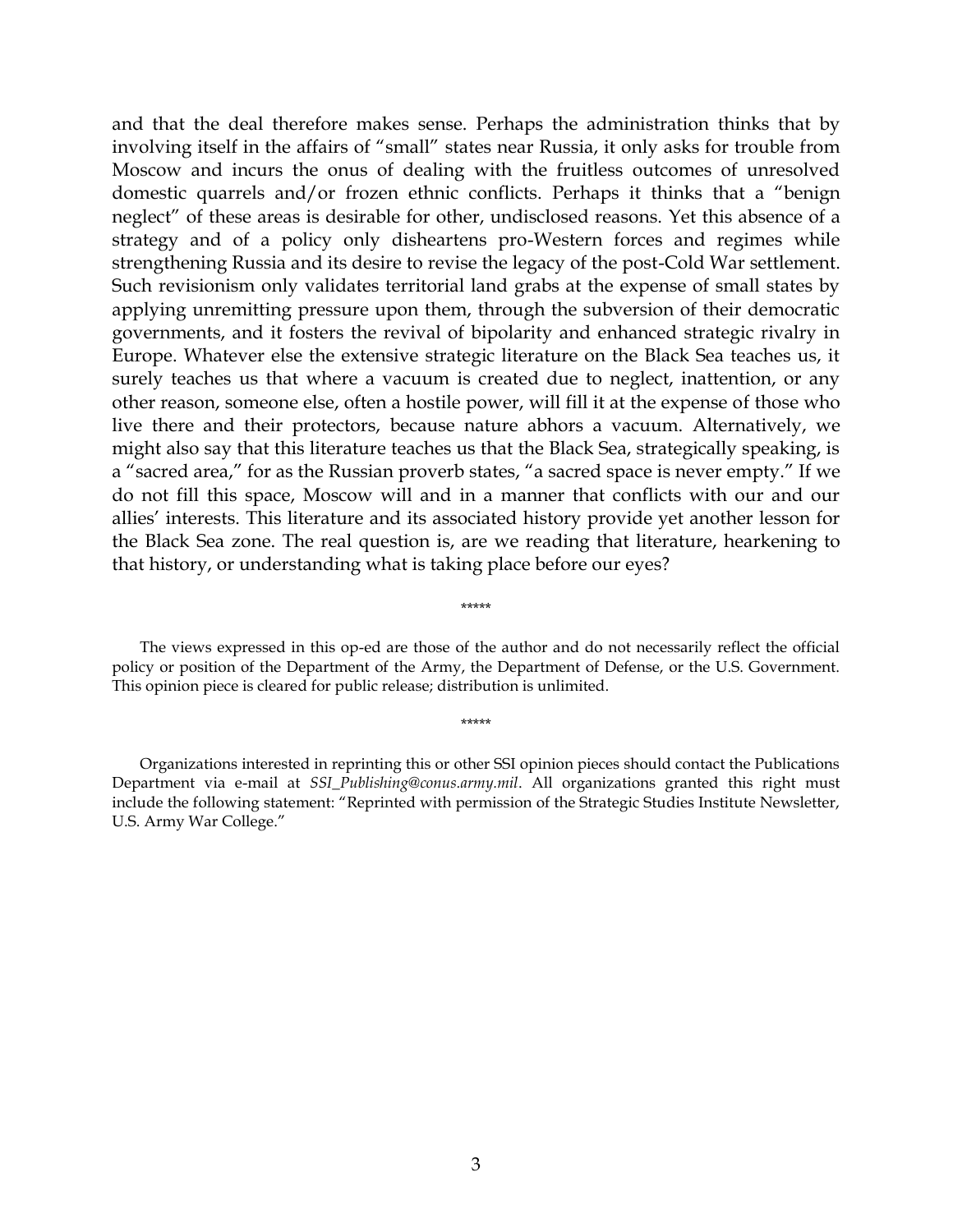and that the deal therefore makes sense. Perhaps the administration thinks that by involving itself in the affairs of "small" states near Russia, it only asks for trouble from Moscow and incurs the onus of dealing with the fruitless outcomes of unresolved domestic quarrels and/or frozen ethnic conflicts. Perhaps it thinks that a "benign neglect" of these areas is desirable for other, undisclosed reasons. Yet this absence of a strategy and of a policy only disheartens pro-Western forces and regimes while strengthening Russia and its desire to revise the legacy of the post-Cold War settlement. Such revisionism only validates territorial land grabs at the expense of small states by applying unremitting pressure upon them, through the subversion of their democratic governments, and it fosters the revival of bipolarity and enhanced strategic rivalry in Europe. Whatever else the extensive strategic literature on the Black Sea teaches us, it surely teaches us that where a vacuum is created due to neglect, inattention, or any other reason, someone else, often a hostile power, will fill it at the expense of those who live there and their protectors, because nature abhors a vacuum. Alternatively, we might also say that this literature teaches us that the Black Sea, strategically speaking, is a "sacred area," for as the Russian proverb states, "a sacred space is never empty." If we do not fill this space, Moscow will and in a manner that conflicts with our and our allies' interests. This literature and its associated history provide yet another lesson for the Black Sea zone. The real question is, are we reading that literature, hearkening to that history, or understanding what is taking place before our eyes?

*****

The views expressed in this op-ed are those of the author and do not necessarily reflect the official policy or position of the Department of the Army, the Department of Defense, or the U.S. Government. This opinion piece is cleared for public release; distribution is unlimited.

*****

Organizations interested in reprinting this or other SSI opinion pieces should contact the Publications Department via e-mail at *SSI_Publishing@conus.army.mil*. All organizations granted this right must include the following statement: "Reprinted with permission of the Strategic Studies Institute Newsletter, U.S. Army War College."